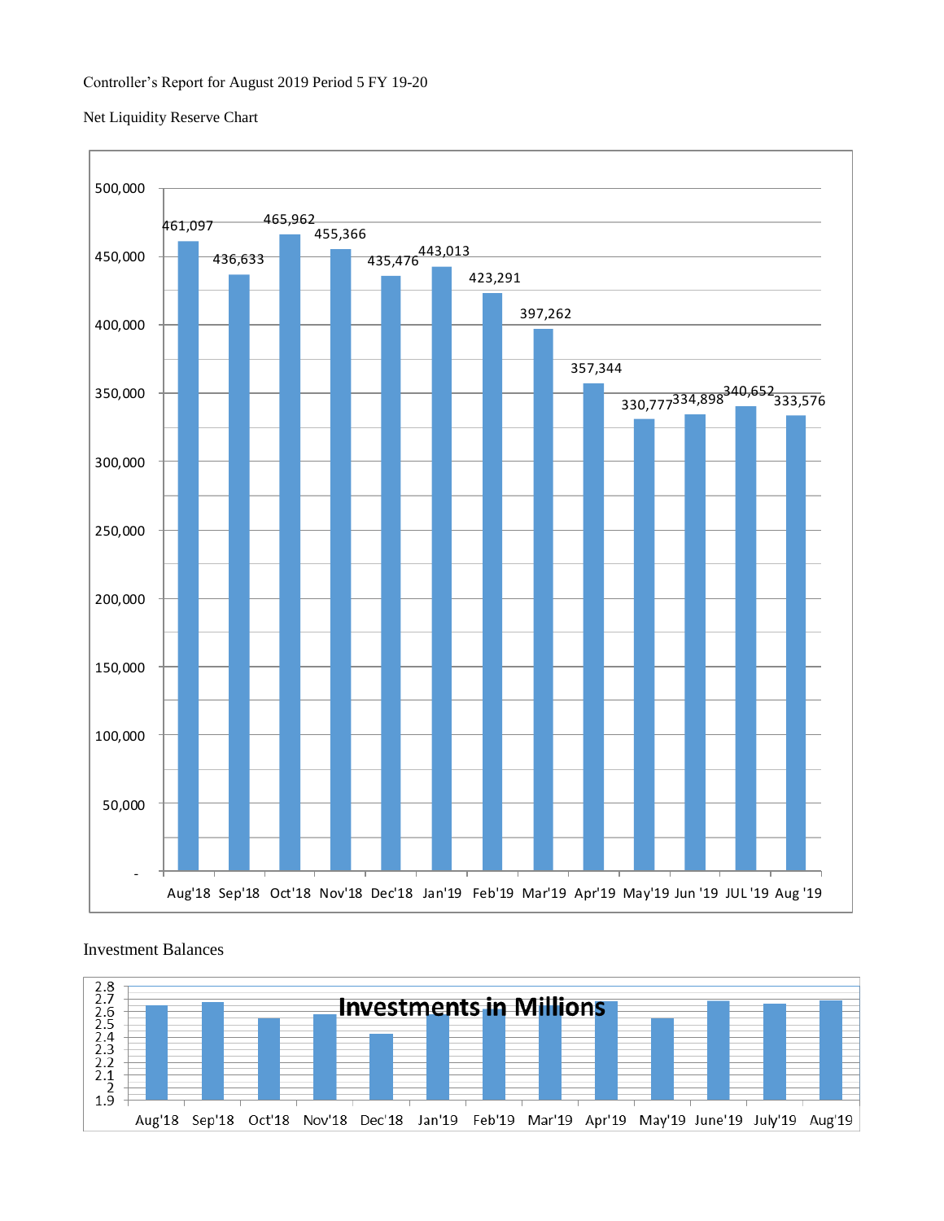Controller's Report for August 2019 Period 5 FY 19-20

Net Liquidity Reserve Chart

| Month | Net Liquidity Reserve |
|---|---|
| Aug'18 | 461,097 |
| Sep'18 | 436,633 |
| Oct'18 | 465,962 |
| Nov'18 | 455,366 |
| Dec'18 | 435,476 |
| Jan'19 | 443,013 |
| Feb'19 | 423,291 |
| Mar'19 | 397,262 |
| Apr'19 | 357,344 |
| May'19 | 330,777 |
| Jun '19 | 334,898 |
| JUL '19 | 340,652 |
| Aug '19 | 333,576 |

Investment Balances

**Investments in Millions**

Months shown: Aug'18, Sep'18, Oct'18, Nov'18, Dec'18, Jan'19, Feb'19, Mar'19, Apr'19, May'19, June'19, July'19, Aug'19 (axis 1.9 to 2.8)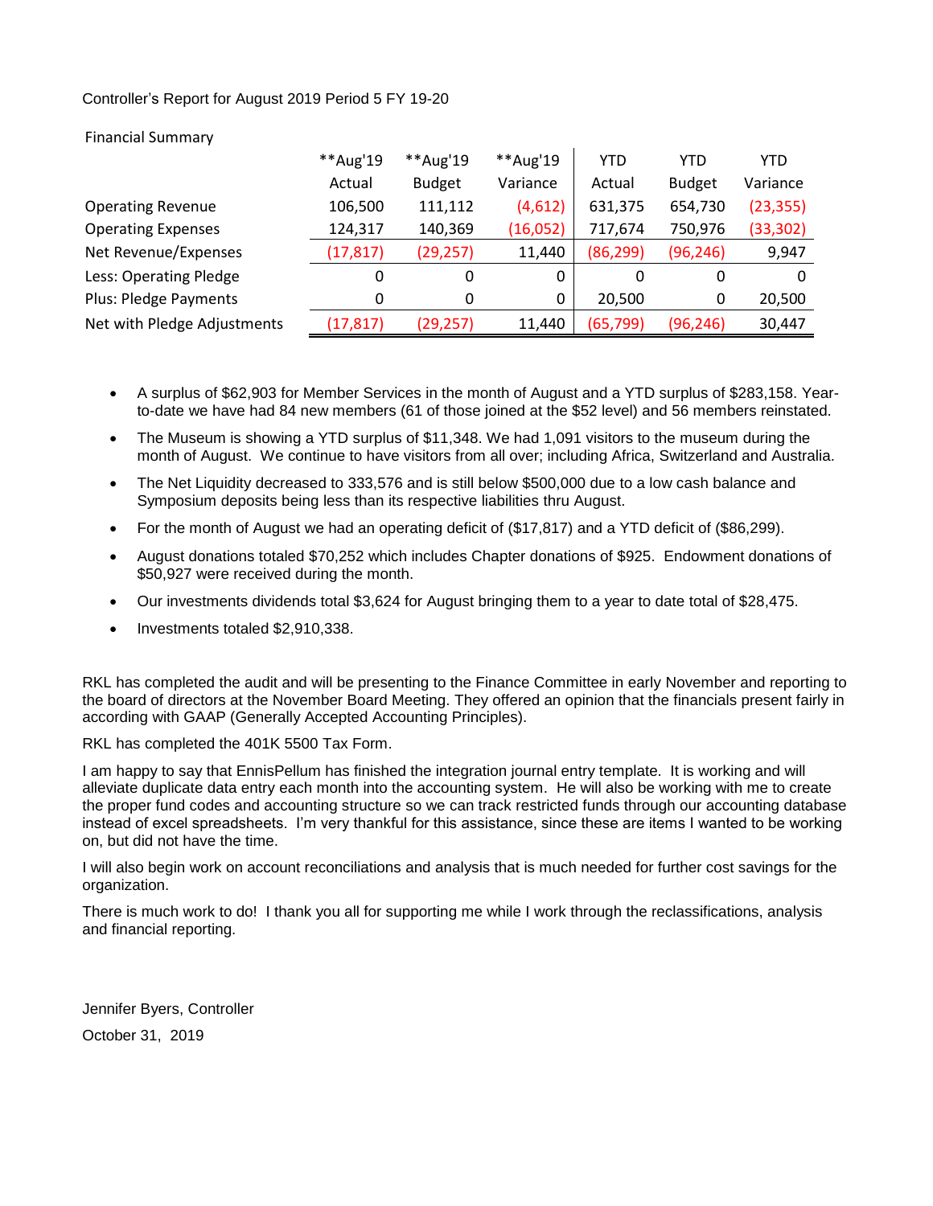Controller's Report for August 2019 Period 5 FY 19-20

Financial Summary

| | **Aug'19 Actual | **Aug'19 Budget | **Aug'19 Variance | YTD Actual | YTD Budget | YTD Variance |
|---|---|---|---|---|---|---|
| Operating Revenue | 106,500 | 111,112 | (4,612) | 631,375 | 654,730 | (23,355) |
| Operating Expenses | 124,317 | 140,369 | (16,052) | 717,674 | 750,976 | (33,302) |
| Net Revenue/Expenses | (17,817) | (29,257) | 11,440 | (86,299) | (96,246) | 9,947 |
| Less: Operating Pledge | 0 | 0 | 0 | 0 | 0 | 0 |
| Plus: Pledge Payments | 0 | 0 | 0 | 20,500 | 0 | 20,500 |
| Net with Pledge Adjustments | (17,817) | (29,257) | 11,440 | (65,799) | (96,246) | 30,447 |

- A surplus of $62,903 for Member Services in the month of August and a YTD surplus of $283,158. Year-to-date we have had 84 new members (61 of those joined at the $52 level) and 56 members reinstated.
- The Museum is showing a YTD surplus of $11,348. We had 1,091 visitors to the museum during the month of August. We continue to have visitors from all over; including Africa, Switzerland and Australia.
- The Net Liquidity decreased to 333,576 and is still below $500,000 due to a low cash balance and Symposium deposits being less than its respective liabilities thru August.
- For the month of August we had an operating deficit of ($17,817) and a YTD deficit of ($86,299).
- August donations totaled $70,252 which includes Chapter donations of $925. Endowment donations of $50,927 were received during the month.
- Our investments dividends total $3,624 for August bringing them to a year to date total of $28,475.
- Investments totaled $2,910,338.

RKL has completed the audit and will be presenting to the Finance Committee in early November and reporting to the board of directors at the November Board Meeting. They offered an opinion that the financials present fairly in according with GAAP (Generally Accepted Accounting Principles).

RKL has completed the 401K 5500 Tax Form.

I am happy to say that EnnisPellum has finished the integration journal entry template. It is working and will alleviate duplicate data entry each month into the accounting system. He will also be working with me to create the proper fund codes and accounting structure so we can track restricted funds through our accounting database instead of excel spreadsheets. I'm very thankful for this assistance, since these are items I wanted to be working on, but did not have the time.

I will also begin work on account reconciliations and analysis that is much needed for further cost savings for the organization.

There is much work to do! I thank you all for supporting me while I work through the reclassifications, analysis and financial reporting.

Jennifer Byers, Controller

October 31, 2019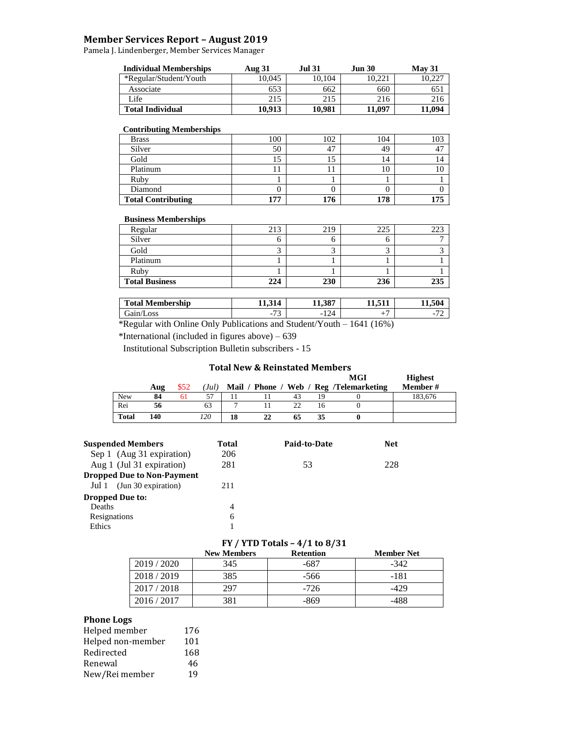# Member Services Report – August 2019

Pamela J. Lindenberger, Member Services Manager

| Individual Memberships | Aug 31 | Jul 31 | Jun 30 | May 31 |
|---|---|---|---|---|
| *Regular/Student/Youth | 10,045 | 10,104 | 10,221 | 10,227 |
| Associate | 653 | 662 | 660 | 651 |
| Life | 215 | 215 | 216 | 216 |
| **Total Individual** | **10,913** | **10,981** | **11,097** | **11,094** |

| Contributing Memberships | | | | |
|---|---|---|---|---|
| Brass | 100 | 102 | 104 | 103 |
| Silver | 50 | 47 | 49 | 47 |
| Gold | 15 | 15 | 14 | 14 |
| Platinum | 11 | 11 | 10 | 10 |
| Ruby | 1 | 1 | 1 | 1 |
| Diamond | 0 | 0 | 0 | 0 |
| **Total Contributing** | **177** | **176** | **178** | **175** |

| Business Memberships | | | | |
|---|---|---|---|---|
| Regular | 213 | 219 | 225 | 223 |
| Silver | 6 | 6 | 6 | 7 |
| Gold | 3 | 3 | 3 | 3 |
| Platinum | 1 | 1 | 1 | 1 |
| Ruby | 1 | 1 | 1 | 1 |
| **Total Business** | **224** | **230** | **236** | **235** |

| Total Membership | 11,314 | 11,387 | 11,511 | 11,504 |
|---|---|---|---|---|
| Gain/Loss | -73 | -124 | +7 | -72 |

*Regular with Online Only Publications and Student/Youth – 1641 (16%)

*International (included in figures above) – 639

Institutional Subscription Bulletin subscribers - 15

## Total New & Reinstated Members

| | Aug | $52 | (Jul) | Mail | Phone | Web | Reg | MGI /Telemarketing | Highest Member # |
|---|---|---|---|---|---|---|---|---|---|
| New | **84** | 61 | 57 | 11 | 11 | 43 | 19 | 0 | 183,676 |
| Rei | **56** | | 63 | 7 | 11 | 22 | 16 | 0 | |
| **Total** | **140** | | *120* | **18** | **22** | **65** | **35** | **0** | |

| Suspended Members | Total | Paid-to-Date | Net |
|---|---|---|---|
| Sep 1 (Aug 31 expiration) | 206 | | |
| Aug 1 (Jul 31 expiration) | 281 | 53 | 228 |
| **Dropped Due to Non-Payment** | | | |
| Jul 1 (Jun 30 expiration) | 211 | | |
| **Dropped Due to:** | | | |
| Deaths | 4 | | |
| Resignations | 6 | | |
| Ethics | 1 | | |

## FY / YTD Totals – 4/1 to 8/31

| | New Members | Retention | Member Net |
|---|---|---|---|
| 2019 / 2020 | 345 | -687 | -342 |
| 2018 / 2019 | 385 | -566 | -181 |
| 2017 / 2018 | 297 | -726 | -429 |
| 2016 / 2017 | 381 | -869 | -488 |

## Phone Logs

| | |
|---|---|
| Helped member | 176 |
| Helped non-member | 101 |
| Redirected | 168 |
| Renewal | 46 |
| New/Rei member | 19 |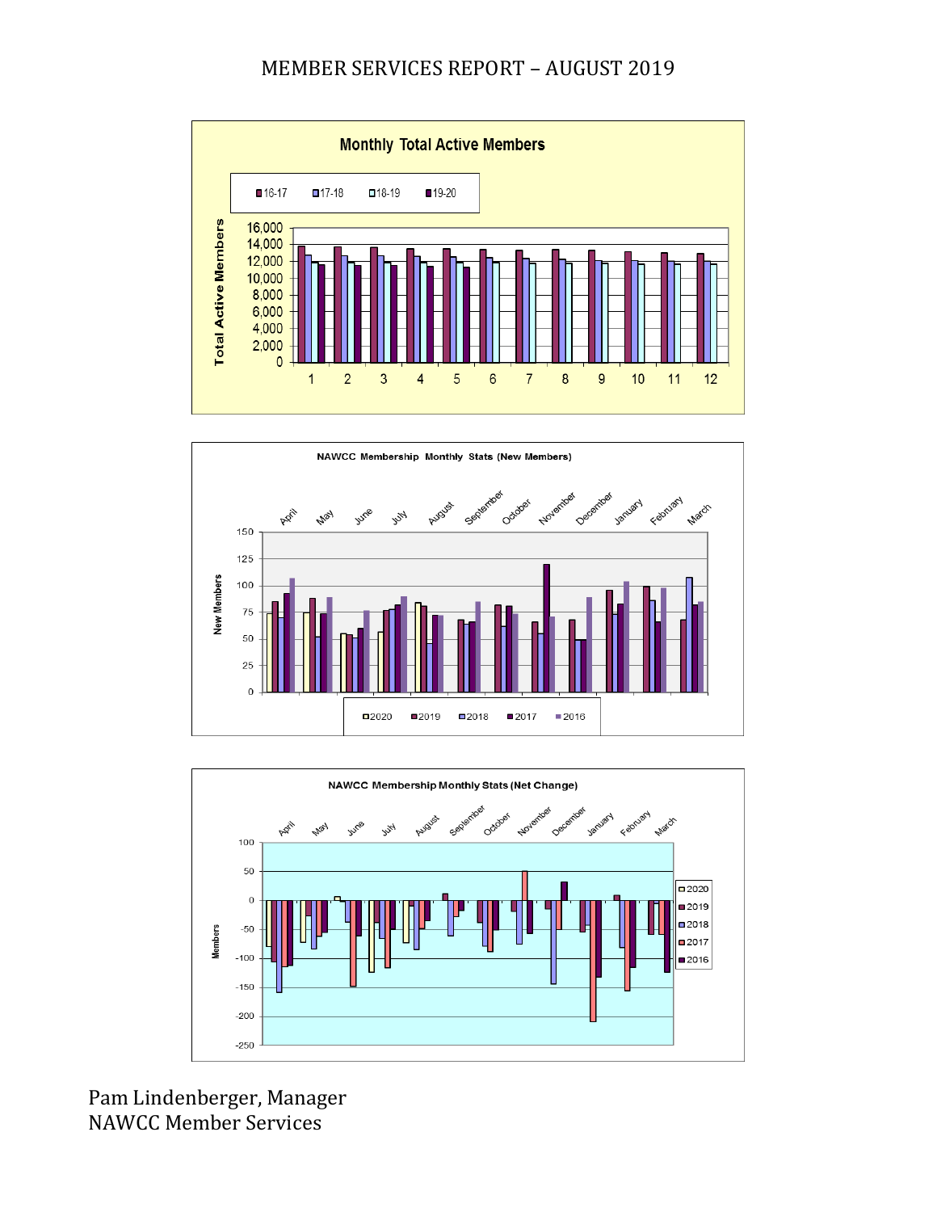# MEMBER SERVICES REPORT – AUGUST 2019

Monthly Total Active Members

16-17
17-18
18-19
19-20

Total Active Members

16,000
14,000
12,000
10,000
8,000
6,000
4,000
2,000
0

1 2 3 4 5 6 7 8 9 10 11 12

NAWCC Membership Monthly Stats (New Members)

April May June July August September October November December January February March

New Members

150
125
100
75
50
25
0

2020 2019 2018 2017 2016

NAWCC Membership Monthly Stats (Net Change)

April May June July August September October November December January February March

Members

100
50
0
-50
-100
-150
-200
-250

2020
2019
2018
2017
2016

Pam Lindenberger, Manager
NAWCC Member Services